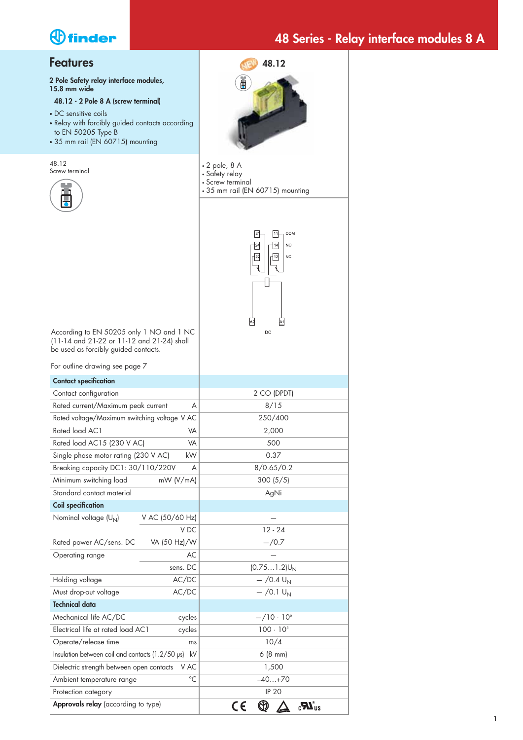# 48 Series - Relay interface modules 8 A

## Features

**2 Pole Safety relay interface modules, 15.8 mm wide**

**48.12 - 2 Pole 8 A (screw terminal)**

- DC sensitive coils
- Relay with forcibly guided contacts according to EN 50205 Type B
- 35 mm rail (EN 60715) mounting

48.12
Screw terminal

According to EN 50205 only 1 NO and 1 NC (11-14 and 21-22 or 11-12 and 21-24) shall be used as forcibly guided contacts.

For outline drawing see page 7

**48.12**

- 2 pole, 8 A
- Safety relay
- Screw terminal
- 35 mm rail (EN 60715) mounting

21 11 COM
24 14 NO
22 12 NC
A2 A1
DC

| | | 48.12 |
|---|---|---|
| **Contact specification** | | |
| Contact configuration | | 2 CO (DPDT) |
| Rated current/Maximum peak current | A | 8/15 |
| Rated voltage/Maximum switching voltage | V AC | 250/400 |
| Rated load AC1 | VA | 2,000 |
| Rated load AC15 (230 V AC) | VA | 500 |
| Single phase motor rating (230 V AC) | kW | 0.37 |
| Breaking capacity DC1: 30/110/220V | A | 8/0.65/0.2 |
| Minimum switching load | mW (V/mA) | 300 (5/5) |
| Standard contact material | | AgNi |
| **Coil specification** | | |
| Nominal voltage ($U_N$) | V AC (50/60 Hz) | — |
| | V DC | 12 - 24 |
| Rated power AC/sens. DC | VA (50 Hz)/W | —/0.7 |
| Operating range | AC | — |
| | sens. DC | (0.75…1.2)$U_N$ |
| Holding voltage | AC/DC | — /0.4 $U_N$ |
| Must drop-out voltage | AC/DC | — /0.1 $U_N$ |
| **Technical data** | | |
| Mechanical life AC/DC | cycles | —/10 · $10^6$ |
| Electrical life at rated load AC1 | cycles | 100 · $10^3$ |
| Operate/release time | ms | 10/4 |
| Insulation between coil and contacts (1.2/50 μs) | kV | 6 (8 mm) |
| Dielectric strength between open contacts | V AC | 1,500 |
| Ambient temperature range | °C | –40…+70 |
| Protection category | | IP 20 |
| **Approvals relay** (according to type) | | |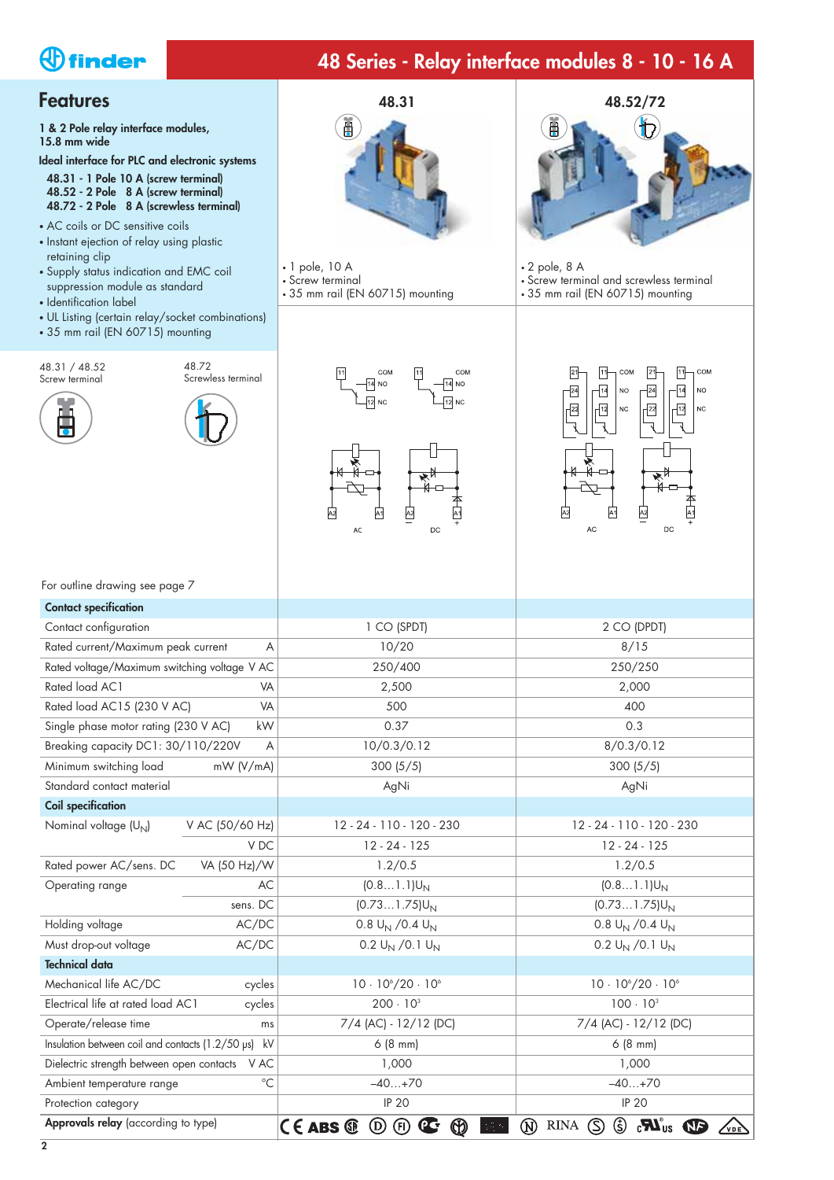# 48 Series - Relay interface modules 8 - 10 - 16 A

## Features

1 & 2 Pole relay interface modules, 15.8 mm wide

**Ideal interface for PLC and electronic systems**

- **48.31 - 1 Pole 10 A (screw terminal)**
- **48.52 - 2 Pole 8 A (screw terminal)**
- **48.72 - 2 Pole 8 A (screwless terminal)**

- AC coils or DC sensitive coils
- Instant ejection of relay using plastic retaining clip
- Supply status indication and EMC coil suppression module as standard
- Identification label
- UL Listing (certain relay/socket combinations)
- 35 mm rail (EN 60715) mounting

48.31 / 48.52 Screw terminal

48.72 Screwless terminal

### 48.31

- 1 pole, 10 A
- Screw terminal
- 35 mm rail (EN 60715) mounting

### 48.52/72

- 2 pole, 8 A
- Screw terminal and screwless terminal
- 35 mm rail (EN 60715) mounting

For outline drawing see page 7

| | | 48.31 | 48.52/72 |
|---|---|---|---|
| **Contact specification** | | | |
| Contact configuration | | 1 CO (SPDT) | 2 CO (DPDT) |
| Rated current/Maximum peak current | A | 10/20 | 8/15 |
| Rated voltage/Maximum switching voltage | V AC | 250/400 | 250/250 |
| Rated load AC1 | VA | 2,500 | 2,000 |
| Rated load AC15 (230 V AC) | VA | 500 | 400 |
| Single phase motor rating (230 V AC) | kW | 0.37 | 0.3 |
| Breaking capacity DC1: 30/110/220V | A | 10/0.3/0.12 | 8/0.3/0.12 |
| Minimum switching load | mW (V/mA) | 300 (5/5) | 300 (5/5) |
| Standard contact material | | AgNi | AgNi |
| **Coil specification** | | | |
| Nominal voltage ($U_N$) | V AC (50/60 Hz) | 12 - 24 - 110 - 120 - 230 | 12 - 24 - 110 - 120 - 230 |
| | V DC | 12 - 24 - 125 | 12 - 24 - 125 |
| Rated power AC/sens. DC | VA (50 Hz)/W | 1.2/0.5 | 1.2/0.5 |
| Operating range | AC | $(0.8…1.1)U_N$ | $(0.8…1.1)U_N$ |
| | sens. DC | $(0.73…1.75)U_N$ | $(0.73…1.75)U_N$ |
| Holding voltage | AC/DC | $0.8\ U_N$ /$0.4\ U_N$ | $0.8\ U_N$ /$0.4\ U_N$ |
| Must drop-out voltage | AC/DC | $0.2\ U_N$ /$0.1\ U_N$ | $0.2\ U_N$ /$0.1\ U_N$ |
| **Technical data** | | | |
| Mechanical life AC/DC | cycles | $10 \cdot 10^6$/$20 \cdot 10^6$ | $10 \cdot 10^6$/$20 \cdot 10^6$ |
| Electrical life at rated load AC1 | cycles | $200 \cdot 10^3$ | $100 \cdot 10^3$ |
| Operate/release time | ms | 7/4 (AC) - 12/12 (DC) | 7/4 (AC) - 12/12 (DC) |
| Insulation between coil and contacts (1.2/50 μs) | kV | 6 (8 mm) | 6 (8 mm) |
| Dielectric strength between open contacts | V AC | 1,000 | 1,000 |
| Ambient temperature range | °C | –40…+70 | –40…+70 |
| Protection category | | IP 20 | IP 20 |
| **Approvals relay** (according to type) | | | |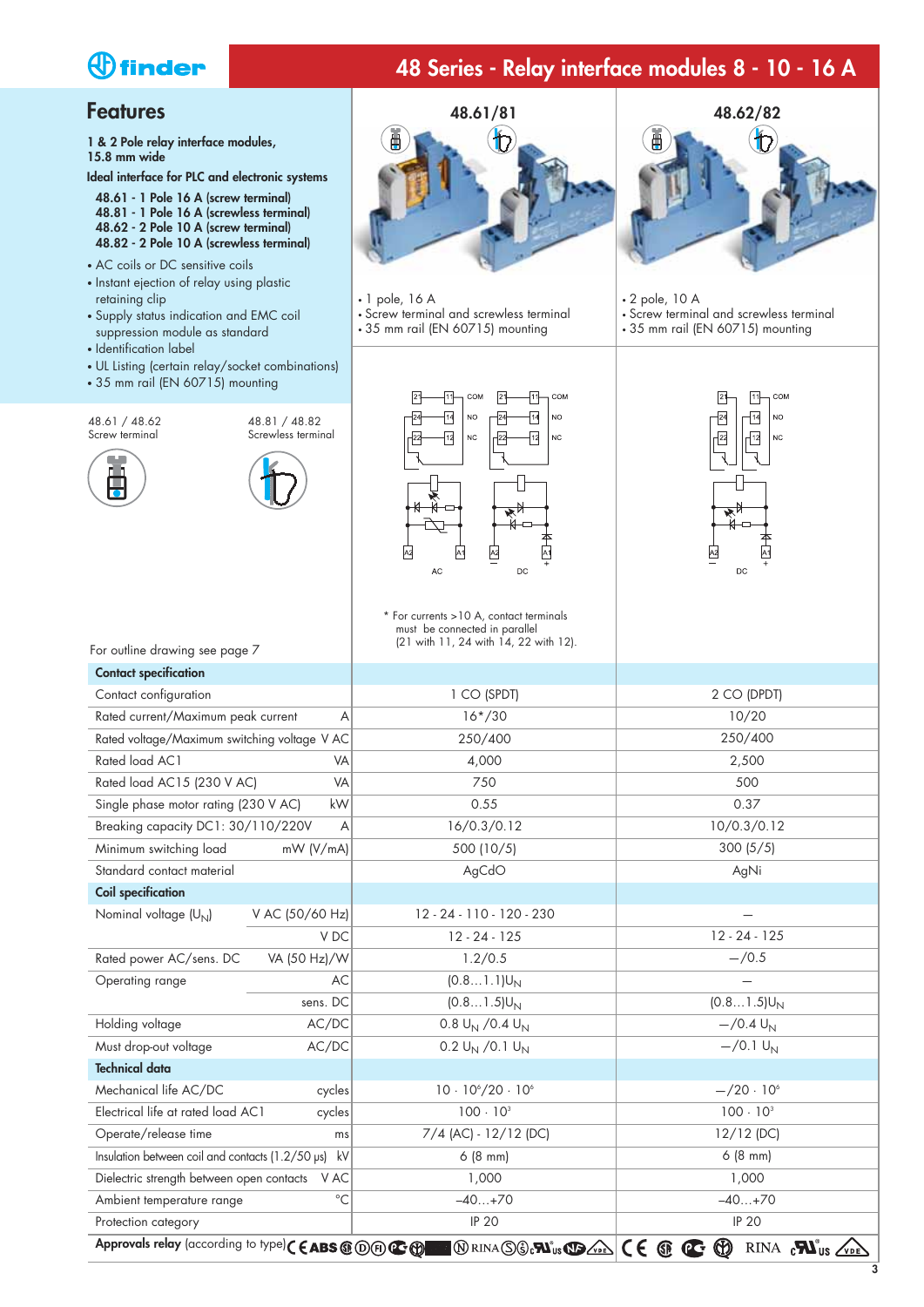# 48 Series - Relay interface modules 8 - 10 - 16 A

## Features

**1 & 2 Pole relay interface modules, 15.8 mm wide**

**Ideal interface for PLC and electronic systems**

- **48.61 - 1 Pole 16 A (screw terminal)**
- **48.81 - 1 Pole 16 A (screwless terminal)**
- **48.62 - 2 Pole 10 A (screw terminal)**
- **48.82 - 2 Pole 10 A (screwless terminal)**

- AC coils or DC sensitive coils
- Instant ejection of relay using plastic retaining clip
- Supply status indication and EMC coil suppression module as standard
- Identification label
- UL Listing (certain relay/socket combinations)
- 35 mm rail (EN 60715) mounting

48.61 / 48.62
Screw terminal

48.81 / 48.82
Screwless terminal

### 48.61/81

- 1 pole, 16 A
- Screw terminal and screwless terminal
- 35 mm rail (EN 60715) mounting

### 48.62/82

- 2 pole, 10 A
- Screw terminal and screwless terminal
- 35 mm rail (EN 60715) mounting

\* For currents >10 A, contact terminals must be connected in parallel (21 with 11, 24 with 14, 22 with 12).

For outline drawing see page 7

| | 48.61/81 | 48.62/82 |
|---|---|---|
| **Contact specification** | | |
| Contact configuration | 1 CO (SPDT) | 2 CO (DPDT) |
| Rated current/Maximum peak current A | 16*/30 | 10/20 |
| Rated voltage/Maximum switching voltage V AC | 250/400 | 250/400 |
| Rated load AC1 VA | 4,000 | 2,500 |
| Rated load AC15 (230 V AC) VA | 750 | 500 |
| Single phase motor rating (230 V AC) kW | 0.55 | 0.37 |
| Breaking capacity DC1: 30/110/220V A | 16/0.3/0.12 | 10/0.3/0.12 |
| Minimum switching load mW (V/mA) | 500 (10/5) | 300 (5/5) |
| Standard contact material | AgCdO | AgNi |
| **Coil specification** | | |
| Nominal voltage ($U_N$) V AC (50/60 Hz) | 12 - 24 - 110 - 120 - 230 | — |
| V DC | 12 - 24 - 125 | 12 - 24 - 125 |
| Rated power AC/sens. DC VA (50 Hz)/W | 1.2/0.5 | —/0.5 |
| Operating range AC | $(0.8…1.1)U_N$ | — |
| sens. DC | $(0.8…1.5)U_N$ | $(0.8…1.5)U_N$ |
| Holding voltage AC/DC | $0.8\ U_N$ /$0.4\ U_N$ | —/$0.4\ U_N$ |
| Must drop-out voltage AC/DC | $0.2\ U_N$ /$0.1\ U_N$ | —/$0.1\ U_N$ |
| **Technical data** | | |
| Mechanical life AC/DC cycles | $10 \cdot 10^6/20 \cdot 10^6$ | $—/20 \cdot 10^6$ |
| Electrical life at rated load AC1 cycles | $100 \cdot 10^3$ | $100 \cdot 10^3$ |
| Operate/release time ms | 7/4 (AC) - 12/12 (DC) | 12/12 (DC) |
| Insulation between coil and contacts (1.2/50 μs) kV | 6 (8 mm) | 6 (8 mm) |
| Dielectric strength between open contacts V AC | 1,000 | 1,000 |
| Ambient temperature range °C | –40…+70 | –40…+70 |
| Protection category | IP 20 | IP 20 |
| **Approvals relay** (according to type) | | |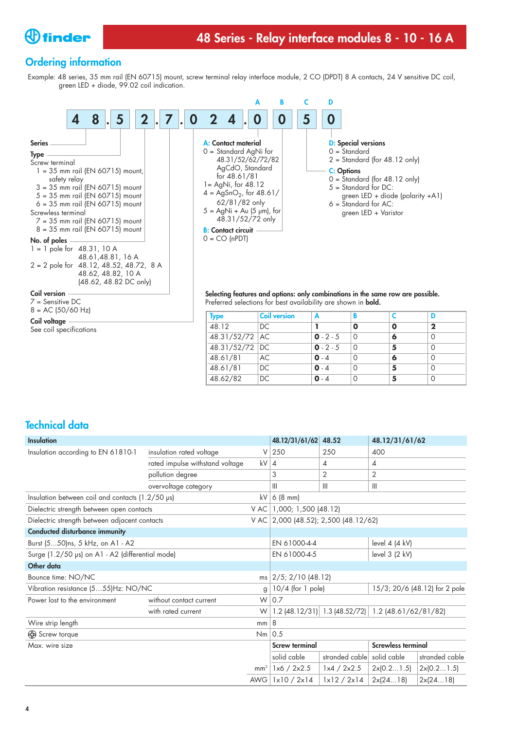## Ordering information

Example: 48 series, 35 mm rail (EN 60715) mount, screw terminal relay interface module, 2 CO (DPDT) 8 A contacts, 24 V sensitive DC coil, green LED + diode, 99.02 coil indication.

| 4 | 8 | . | 5 | 2 | . | 7 | . | 0 | 2 | 4 | . | 0 (A) | 0 (B) | 5 (C) | 0 (D) |
|---|---|---|---|---|---|---|---|---|---|---|---|---|---|---|---|

**Series**

**Type**
Screw terminal
1 = 35 mm rail (EN 60715) mount, safety relay
3 = 35 mm rail (EN 60715) mount
5 = 35 mm rail (EN 60715) mount
6 = 35 mm rail (EN 60715) mount
Screwless terminal
7 = 35 mm rail (EN 60715) mount
8 = 35 mm rail (EN 60715) mount

**No. of poles**
1 = 1 pole for 48.31, 10 A
48.61,48.81, 16 A
2 = 2 pole for 48.12, 48.52, 48.72, 8 A
48.62, 48.82, 10 A
(48.62, 48.82 DC only)

**Coil version**
7 = Sensitive DC
8 = AC (50/60 Hz)

**Coil voltage**
See coil specifications

**A: Contact material**
0 = Standard AgNi for 48.31/52/62/72/82
AgCdO, Standard for 48.61/81
1= AgNi, for 48.12
4 = $AgSnO_2$, for 48.61/62/81/82 only
5 = AgNi + Au (5 μm), for 48.31/52/72 only

**B: Contact circuit**
0 = CO (nPDT)

**D: Special versions**
0 = Standard
2 = Standard (for 48.12 only)

**C: Options**
0 = Standard (for 48.12 only)
5 = Standard for DC: green LED + diode (polarity +A1)
6 = Standard for AC: green LED + Varistor

**Selecting features and options: only combinations in the same row are possible.**
Preferred selections for best availability are shown in **bold**.

| Type | Coil version | A | B | C | D |
|---|---|---|---|---|---|
| 48.12 | DC | **1** | **0** | **0** | **2** |
| 48.31/52/72 | AC | **0** - 2 - 5 | 0 | **6** | 0 |
| 48.31/52/72 | DC | **0** - 2 - 5 | 0 | **5** | 0 |
| 48.61/81 | AC | **0** - 4 | 0 | **6** | 0 |
| 48.61/81 | DC | **0** - 4 | 0 | **5** | 0 |
| 48.62/82 | DC | **0** - 4 | 0 | **5** | 0 |

## Technical data

| **Insulation** | | | **48.12/31/61/62** | **48.52** | **48.12/31/61/62** | |
|---|---|---|---|---|---|---|
| Insulation according to EN 61810-1 | insulation rated voltage | V | 250 | 250 | 400 | |
| | rated impulse withstand voltage | kV | 4 | 4 | 4 | |
| | pollution degree | | 3 | 2 | 2 | |
| | overvoltage category | | III | III | III | |
| Insulation between coil and contacts (1.2/50 μs) | | kV | 6 (8 mm) | | | |
| Dielectric strength between open contacts | | V AC | 1,000; 1,500 (48.12) | | | |
| Dielectric strength between adjacent contacts | | V AC | 2,000 (48.52); 2,500 (48.12/62) | | | |
| **Conducted disturbance immunity** | | | | | | |
| Burst (5…50)ns, 5 kHz, on A1 - A2 | | | EN 61000-4-4 | | level 4 (4 kV) | |
| Surge (1.2/50 μs) on A1 - A2 (differential mode) | | | EN 61000-4-5 | | level 3 (2 kV) | |
| **Other data** | | | | | | |
| Bounce time: NO/NC | | ms | 2/5; 2/10 (48.12) | | | |
| Vibration resistance (5…55)Hz: NO/NC | | g | 10/4 (for 1 pole) | | 15/3; 20/6 (48.12) for 2 pole | |
| Power lost to the environment | without contact current | W | 0.7 | | | |
| | with rated current | W | 1.2 (48.12/31) | 1.3 (48.52/72) | 1.2 (48.61/62/81/82) | |
| Wire strip length | | mm | 8 | | | |
| Screw torque | | Nm | 0.5 | | | |
| Max. wire size | | | **Screw terminal** | | **Screwless terminal** | |
| | | | solid cable | stranded cable | solid cable | stranded cable |
| | | $mm^2$ | 1x6 / 2x2.5 | 1x4 / 2x2.5 | 2x(0.2…1.5) | 2x(0.2…1.5) |
| | | AWG | 1x10 / 2x14 | 1x12 / 2x14 | 2x(24…18) | 2x(24…18) |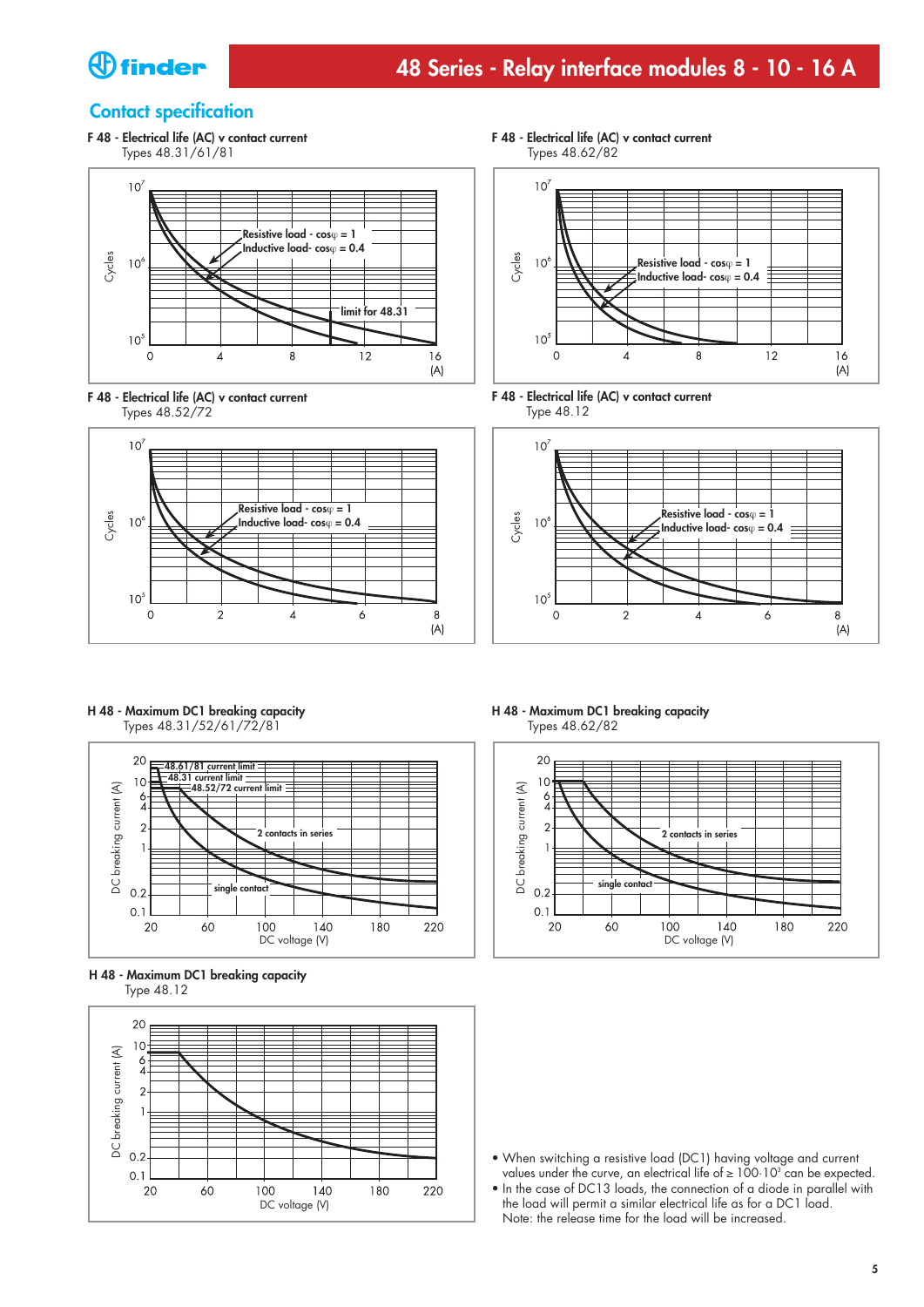## Contact specification

**F 48 - Electrical life (AC) v contact current**
Types 48.31/61/81

Cycles: $10^5$ – $10^7$; Current: 0 – 16 (A)
Resistive load - cosφ = 1
Inductive load- cosφ = 0.4
limit for 48.31

**F 48 - Electrical life (AC) v contact current**
Types 48.62/82

Cycles: $10^5$ – $10^7$; Current: 0 – 16 (A)
Resistive load - cosφ = 1
Inductive load- cosφ = 0.4

**F 48 - Electrical life (AC) v contact current**
Types 48.52/72

Cycles: $10^5$ – $10^7$; Current: 0 – 8 (A)
Resistive load - cosφ = 1
Inductive load- cosφ = 0.4

**F 48 - Electrical life (AC) v contact current**
Type 48.12

Cycles: $10^5$ – $10^7$; Current: 0 – 8 (A)
Resistive load - cosφ = 1
Inductive load- cosφ = 0.4

**H 48 - Maximum DC1 breaking capacity**
Types 48.31/52/61/72/81

DC breaking current (A): 0.1 – 20; DC voltage (V): 20 – 220
48.61/81 current limit
48.31 current limit
48.52/72 current limit
2 contacts in series
single contact

**H 48 - Maximum DC1 breaking capacity**
Types 48.62/82

DC breaking current (A): 0.1 – 20; DC voltage (V): 20 – 220
2 contacts in series
single contact

**H 48 - Maximum DC1 breaking capacity**
Type 48.12

DC breaking current (A): 0.1 – 20; DC voltage (V): 20 – 220

- When switching a resistive load (DC1) having voltage and current values under the curve, an electrical life of ≥ $100 \cdot 10^3$ can be expected.
- In the case of DC13 loads, the connection of a diode in parallel with the load will permit a similar electrical life as for a DC1 load.
  Note: the release time for the load will be increased.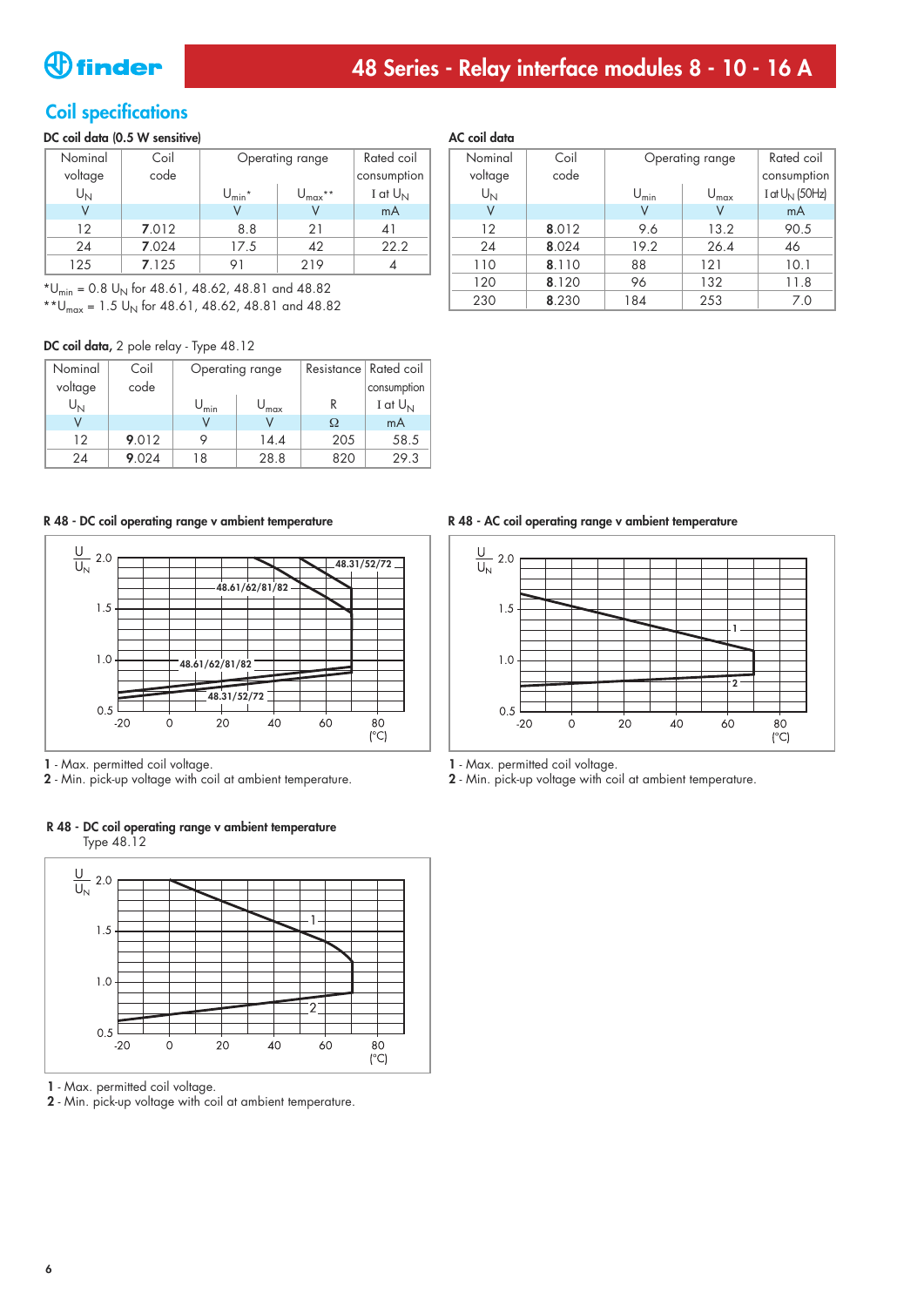## Coil specifications

**DC coil data (0.5 W sensitive)**

| Nominal voltage $U_N$ | Coil code | Operating range | | Rated coil consumption |
|---|---|---|---|---|
| | | $U_{min}$* | $U_{max}$** | I at $U_N$ |
| V | | V | V | mA |
| 12 | **7**.012 | 8.8 | 21 | 41 |
| 24 | **7**.024 | 17.5 | 42 | 22.2 |
| 125 | **7**.125 | 91 | 219 | 4 |

*$U_{min}$ = 0.8 $U_N$ for 48.61, 48.62, 48.81 and 48.82
**$U_{max}$ = 1.5 $U_N$ for 48.61, 48.62, 48.81 and 48.82

**AC coil data**

| Nominal voltage $U_N$ | Coil code | Operating range | | Rated coil consumption |
|---|---|---|---|---|
| | | $U_{min}$ | $U_{max}$ | I at $U_N$ (50Hz) |
| V | | V | V | mA |
| 12 | **8**.012 | 9.6 | 13.2 | 90.5 |
| 24 | **8**.024 | 19.2 | 26.4 | 46 |
| 110 | **8**.110 | 88 | 121 | 10.1 |
| 120 | **8**.120 | 96 | 132 | 11.8 |
| 230 | **8**.230 | 184 | 253 | 7.0 |

**DC coil data,** 2 pole relay - Type 48.12

| Nominal voltage $U_N$ | Coil code | Operating range | | Resistance | Rated coil consumption |
|---|---|---|---|---|---|
| | | $U_{min}$ | $U_{max}$ | R | I at $U_N$ |
| V | | V | V | Ω | mA |
| 12 | **9**.012 | 9 | 14.4 | 205 | 58.5 |
| 24 | **9**.024 | 18 | 28.8 | 820 | 29.3 |

**R 48 - DC coil operating range v ambient temperature**

**1** - Max. permitted coil voltage.
**2** - Min. pick-up voltage with coil at ambient temperature.

**R 48 - AC coil operating range v ambient temperature**

**1** - Max. permitted coil voltage.
**2** - Min. pick-up voltage with coil at ambient temperature.

**R 48 - DC coil operating range v ambient temperature**
Type 48.12

**1** - Max. permitted coil voltage.
**2** - Min. pick-up voltage with coil at ambient temperature.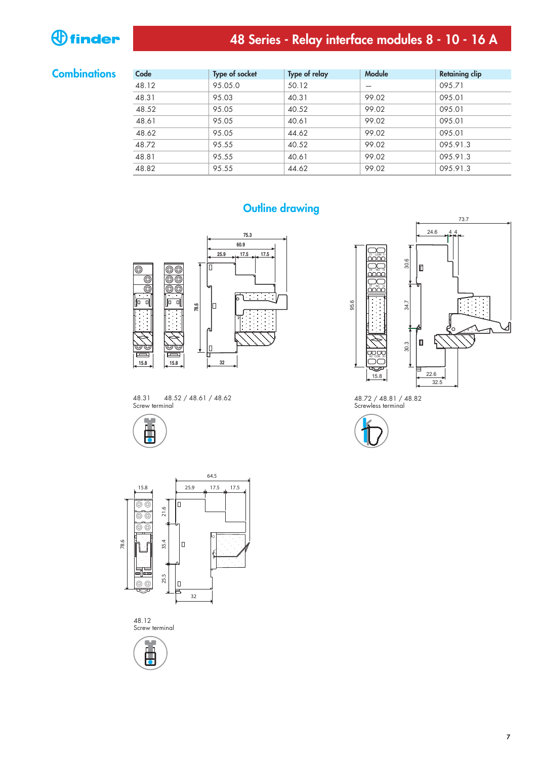## Combinations

| Code | Type of socket | Type of relay | Module | Retaining clip |
|---|---|---|---|---|
| 48.12 | 95.05.0 | 50.12 | — | 095.71 |
| 48.31 | 95.03 | 40.31 | 99.02 | 095.01 |
| 48.52 | 95.05 | 40.52 | 99.02 | 095.01 |
| 48.61 | 95.05 | 40.61 | 99.02 | 095.01 |
| 48.62 | 95.05 | 44.62 | 99.02 | 095.01 |
| 48.72 | 95.55 | 40.52 | 99.02 | 095.91.3 |
| 48.81 | 95.55 | 40.61 | 99.02 | 095.91.3 |
| 48.82 | 95.55 | 44.62 | 99.02 | 095.91.3 |

## Outline drawing

48.31 48.52 / 48.61 / 48.62
Screw terminal

48.72 / 48.81 / 48.82
Screwless terminal

48.12
Screw terminal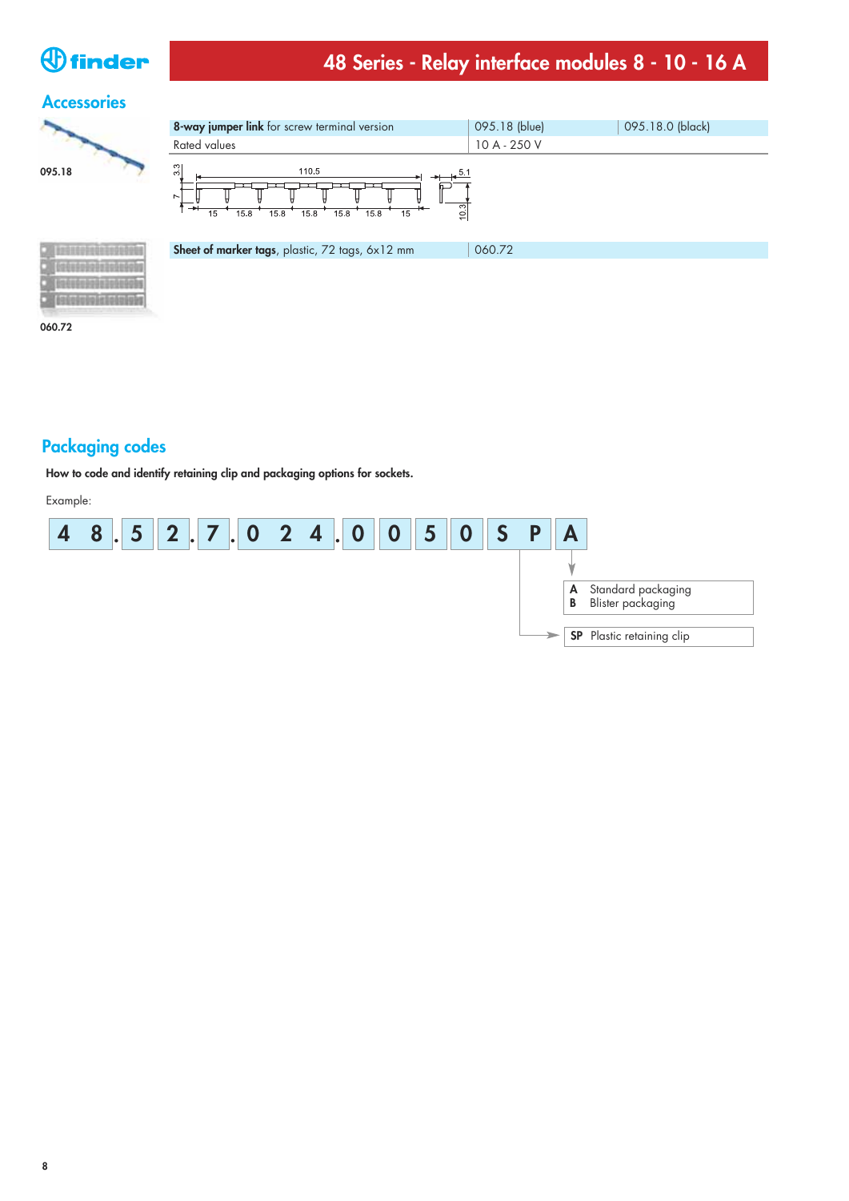## Accessories

095.18

| | | |
|---|---|---|
| **8-way jumper link** for screw terminal version | 095.18 (blue) | 095.18.0 (black) |
| Rated values | 10 A - 250 V | |

110.5
5.1
3.3
7
10.3
15 15.8 15.8 15.8 15.8 15.8 15

060.72

| | |
|---|---|
| **Sheet of marker tags**, plastic, 72 tags, 6x12 mm | 060.72 |

## Packaging codes

**How to code and identify retaining clip and packaging options for sockets.**

Example:

4 8 . 5 2 . 7 . 0 2 4 . 0 0 5 0 S P A

| | |
|---|---|
| **A** | Standard packaging |
| **B** | Blister packaging |

| | |
|---|---|
| **SP** | Plastic retaining clip |